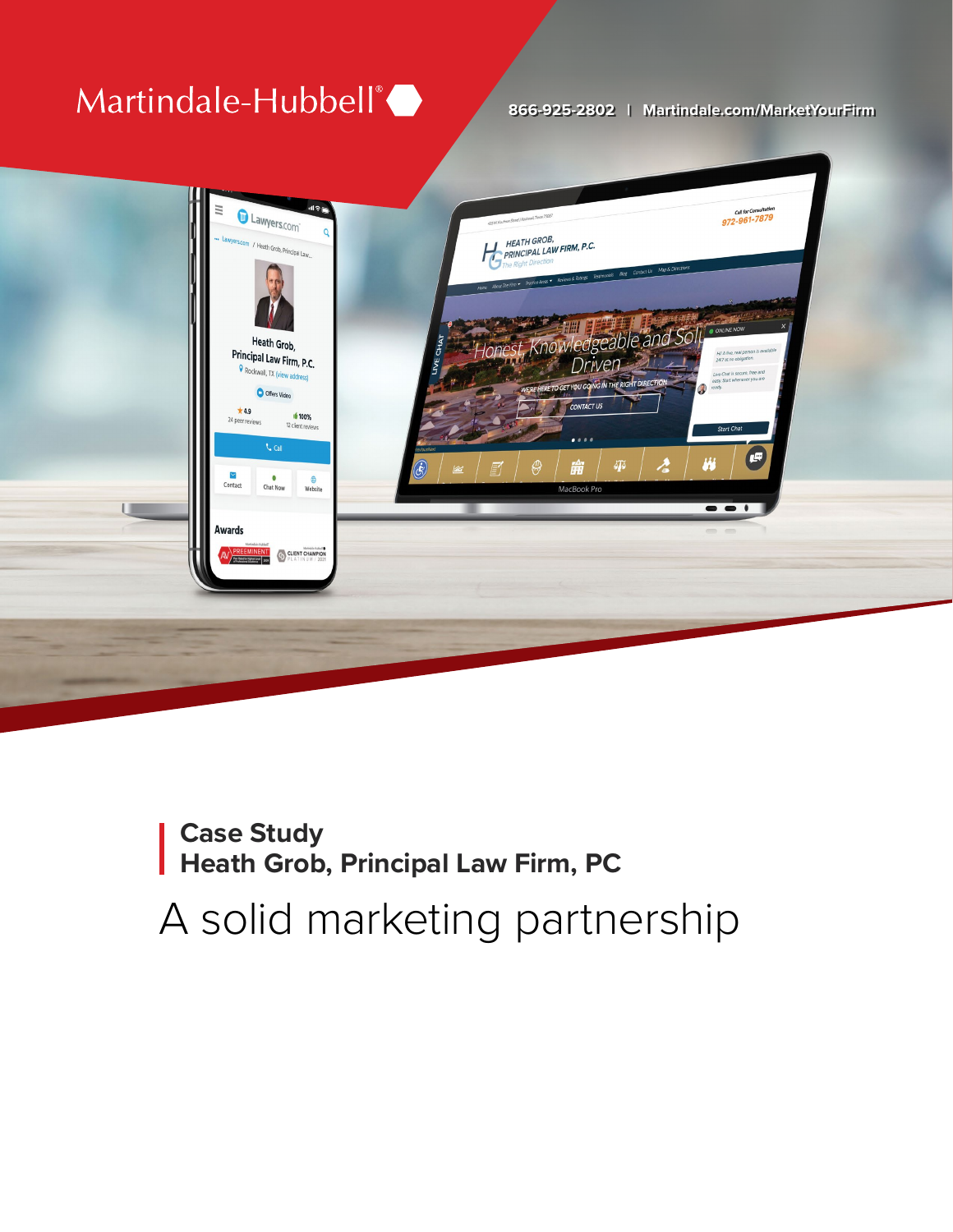Martindale-Hubbell®

866-925-2802 | Martindale.com/MarketYourFirm

## Case Study
## Heath Grob, Principal Law Firm, PC

# A solid marketing partnership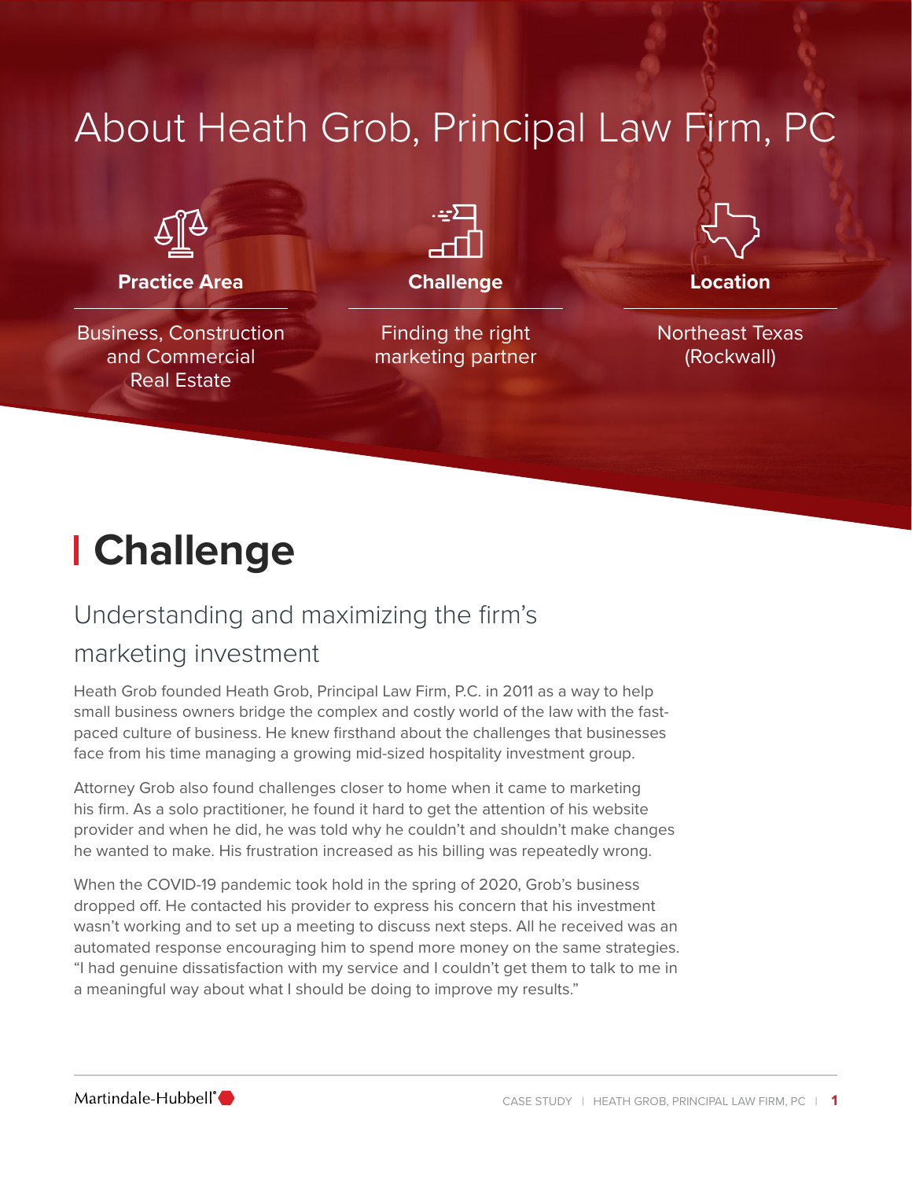# About Heath Grob, Principal Law Firm, PC

**Practice Area**

Business, Construction and Commercial Real Estate

**Challenge**

Finding the right marketing partner

**Location**

Northeast Texas (Rockwall)

## Challenge

### Understanding and maximizing the firm's marketing investment

Heath Grob founded Heath Grob, Principal Law Firm, P.C. in 2011 as a way to help small business owners bridge the complex and costly world of the law with the fast-paced culture of business. He knew firsthand about the challenges that businesses face from his time managing a growing mid-sized hospitality investment group.

Attorney Grob also found challenges closer to home when it came to marketing his firm. As a solo practitioner, he found it hard to get the attention of his website provider and when he did, he was told why he couldn't and shouldn't make changes he wanted to make. His frustration increased as his billing was repeatedly wrong.

When the COVID-19 pandemic took hold in the spring of 2020, Grob's business dropped off. He contacted his provider to express his concern that his investment wasn't working and to set up a meeting to discuss next steps. All he received was an automated response encouraging him to spend more money on the same strategies. "I had genuine dissatisfaction with my service and I couldn't get them to talk to me in a meaningful way about what I should be doing to improve my results."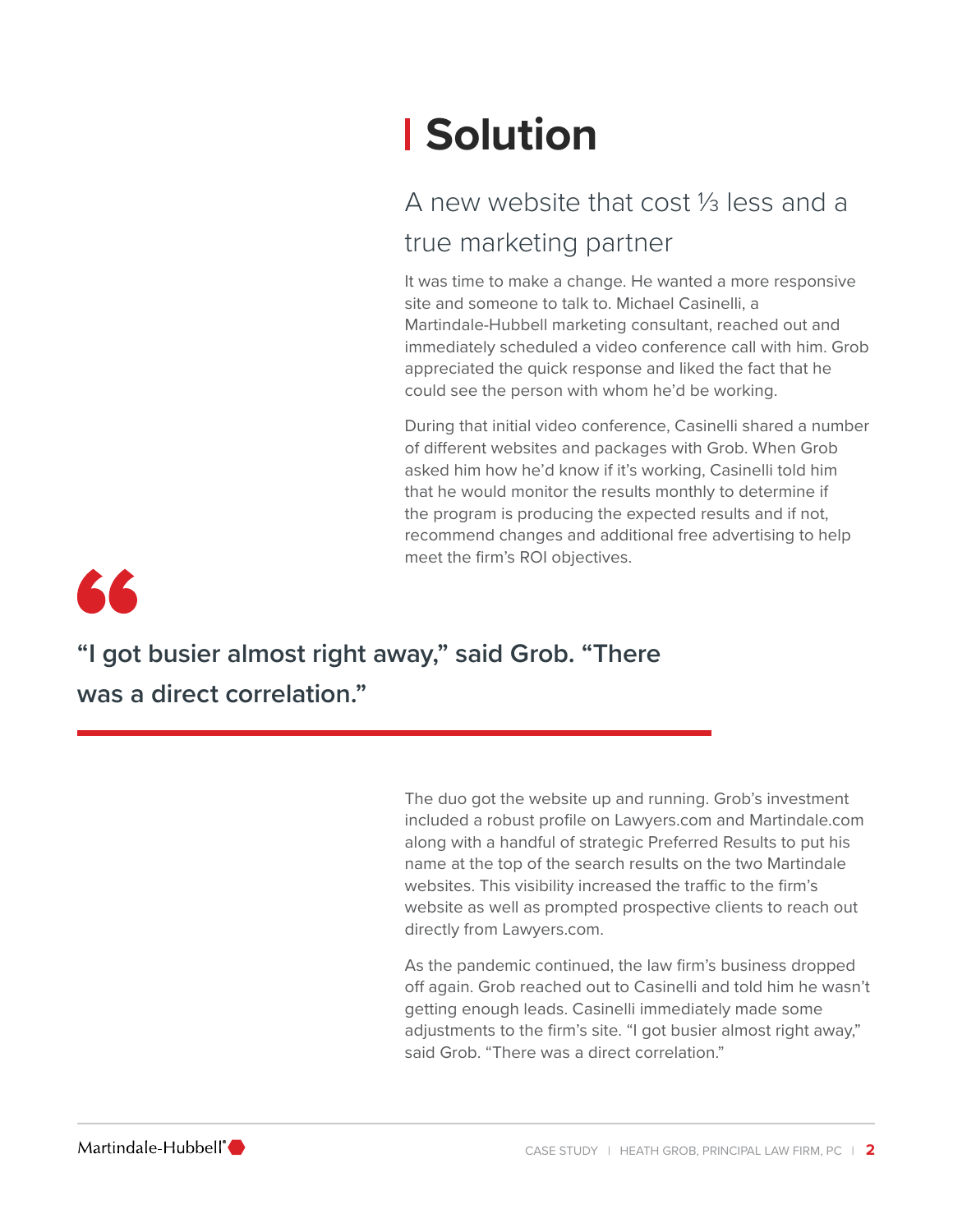# Solution

## A new website that cost ⅓ less and a true marketing partner

It was time to make a change. He wanted a more responsive site and someone to talk to. Michael Casinelli, a Martindale-Hubbell marketing consultant, reached out and immediately scheduled a video conference call with him. Grob appreciated the quick response and liked the fact that he could see the person with whom he'd be working.

During that initial video conference, Casinelli shared a number of different websites and packages with Grob. When Grob asked him how he'd know if it's working, Casinelli told him that he would monitor the results monthly to determine if the program is producing the expected results and if not, recommend changes and additional free advertising to help meet the firm's ROI objectives.

> **"I got busier almost right away," said Grob. "There was a direct correlation."**

The duo got the website up and running. Grob's investment included a robust profile on Lawyers.com and Martindale.com along with a handful of strategic Preferred Results to put his name at the top of the search results on the two Martindale websites. This visibility increased the traffic to the firm's website as well as prompted prospective clients to reach out directly from Lawyers.com.

As the pandemic continued, the law firm's business dropped off again. Grob reached out to Casinelli and told him he wasn't getting enough leads. Casinelli immediately made some adjustments to the firm's site. "I got busier almost right away," said Grob. "There was a direct correlation."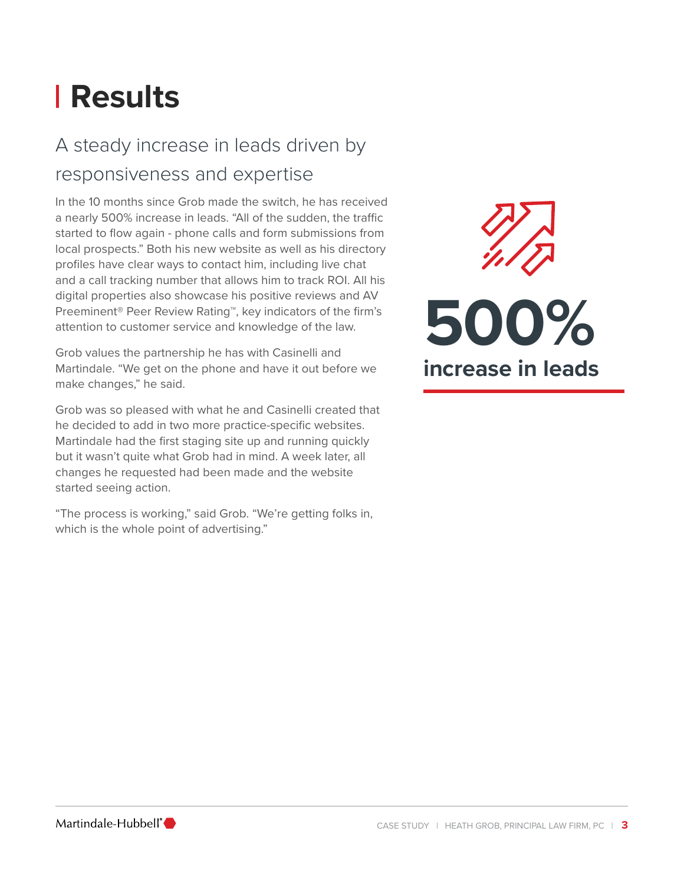# Results

## A steady increase in leads driven by responsiveness and expertise

In the 10 months since Grob made the switch, he has received a nearly 500% increase in leads. "All of the sudden, the traffic started to flow again - phone calls and form submissions from local prospects." Both his new website as well as his directory profiles have clear ways to contact him, including live chat and a call tracking number that allows him to track ROI. All his digital properties also showcase his positive reviews and AV Preeminent® Peer Review Rating™, key indicators of the firm's attention to customer service and knowledge of the law.

Grob values the partnership he has with Casinelli and Martindale. "We get on the phone and have it out before we make changes," he said.

Grob was so pleased with what he and Casinelli created that he decided to add in two more practice-specific websites. Martindale had the first staging site up and running quickly but it wasn't quite what Grob had in mind. A week later, all changes he requested had been made and the website started seeing action.

"The process is working," said Grob. "We're getting folks in, which is the whole point of advertising."

**500%**

**increase in leads**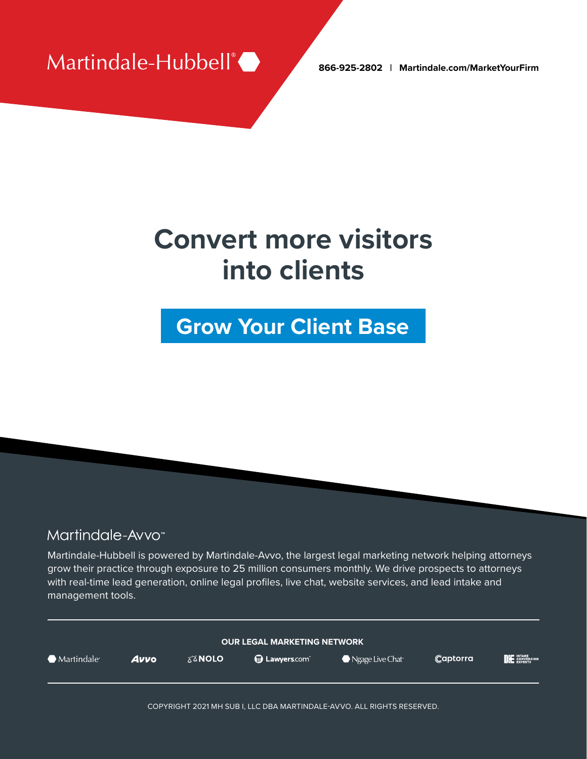Martindale-Hubbell®

**866-925-2802** | **Martindale.com/MarketYourFirm**

# Convert more visitors into clients

## Grow Your Client Base

Martindale-Avvo™

Martindale-Hubbell is powered by Martindale-Avvo, the largest legal marketing network helping attorneys grow their practice through exposure to 25 million consumers monthly. We drive prospects to attorneys with real-time lead generation, online legal profiles, live chat, website services, and lead intake and management tools.

**OUR LEGAL MARKETING NETWORK**

Martindale · Avvo · NOLO · Lawyers.com · Ngage Live Chat · Captorra · Intake Conversion Experts

COPYRIGHT 2021 MH SUB I, LLC DBA MARTINDALE-AVVO. ALL RIGHTS RESERVED.